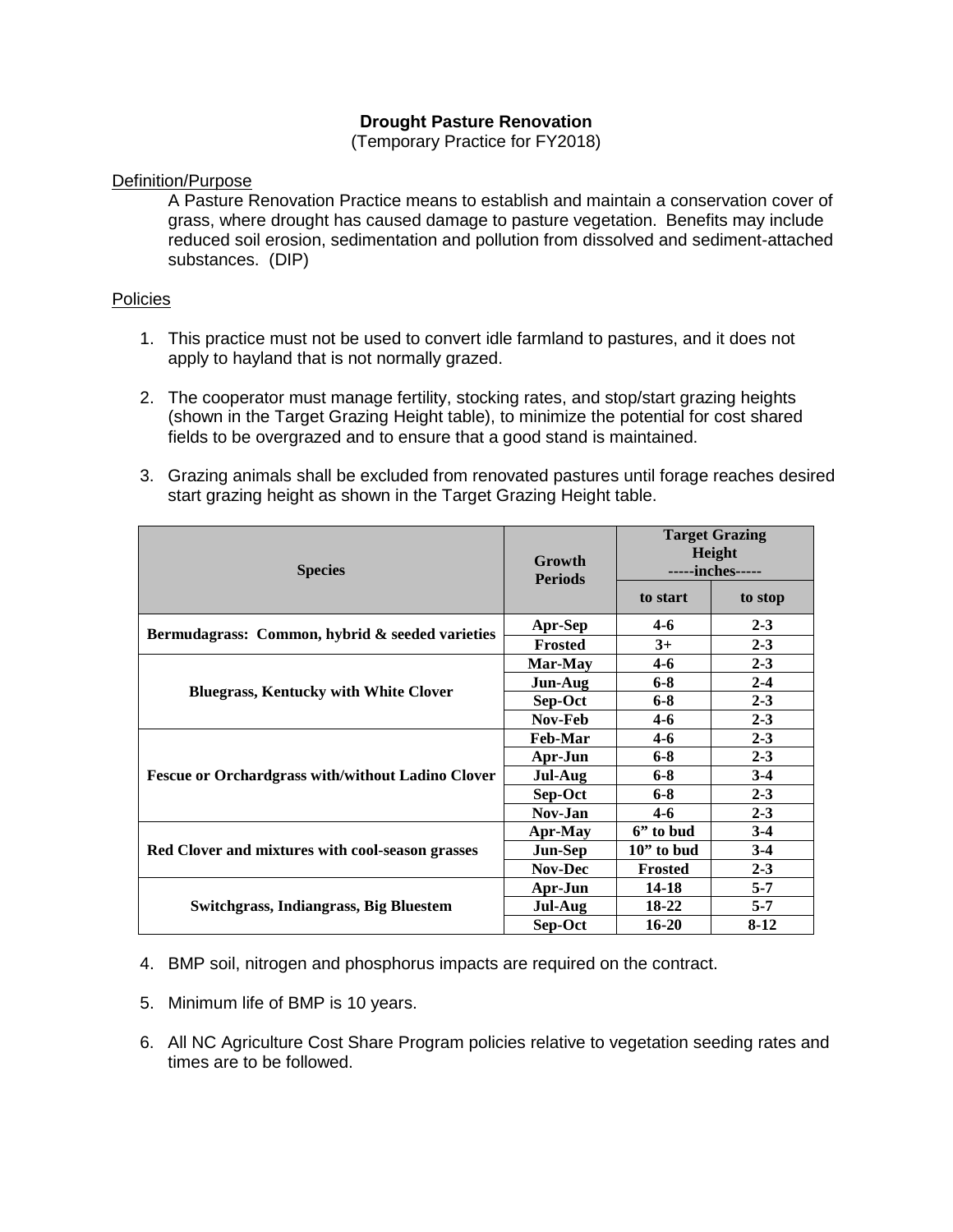# Drought Pasture Renovation

(Temporary Practice for FY2018)

## Definition/Purpose

A Pasture Renovation Practice means to establish and maintain a conservation cover of grass, where drought has caused damage to pasture vegetation. Benefits may include reduced soil erosion, sedimentation and pollution from dissolved and sediment-attached substances. (DIP)

## Policies

1. This practice must not be used to convert idle farmland to pastures, and it does not apply to hayland that is not normally grazed.

2. The cooperator must manage fertility, stocking rates, and stop/start grazing heights (shown in the Target Grazing Height table), to minimize the potential for cost shared fields to be overgrazed and to ensure that a good stand is maintained.

3. Grazing animals shall be excluded from renovated pastures until forage reaches desired start grazing height as shown in the Target Grazing Height table.

| Species | Growth Periods | Target Grazing Height -----inches----- | |
|---|---|---|---|
| | | to start | to stop |
| Bermudagrass: Common, hybrid & seeded varieties | Apr-Sep | 4-6 | 2-3 |
| | Frosted | 3+ | 2-3 |
| Bluegrass, Kentucky with White Clover | Mar-May | 4-6 | 2-3 |
| | Jun-Aug | 6-8 | 2-4 |
| | Sep-Oct | 6-8 | 2-3 |
| | Nov-Feb | 4-6 | 2-3 |
| Fescue or Orchardgrass with/without Ladino Clover | Feb-Mar | 4-6 | 2-3 |
| | Apr-Jun | 6-8 | 2-3 |
| | Jul-Aug | 6-8 | 3-4 |
| | Sep-Oct | 6-8 | 2-3 |
| | Nov-Jan | 4-6 | 2-3 |
| Red Clover and mixtures with cool-season grasses | Apr-May | 6" to bud | 3-4 |
| | Jun-Sep | 10" to bud | 3-4 |
| | Nov-Dec | Frosted | 2-3 |
| Switchgrass, Indiangrass, Big Bluestem | Apr-Jun | 14-18 | 5-7 |
| | Jul-Aug | 18-22 | 5-7 |
| | Sep-Oct | 16-20 | 8-12 |

4. BMP soil, nitrogen and phosphorus impacts are required on the contract.

5. Minimum life of BMP is 10 years.

6. All NC Agriculture Cost Share Program policies relative to vegetation seeding rates and times are to be followed.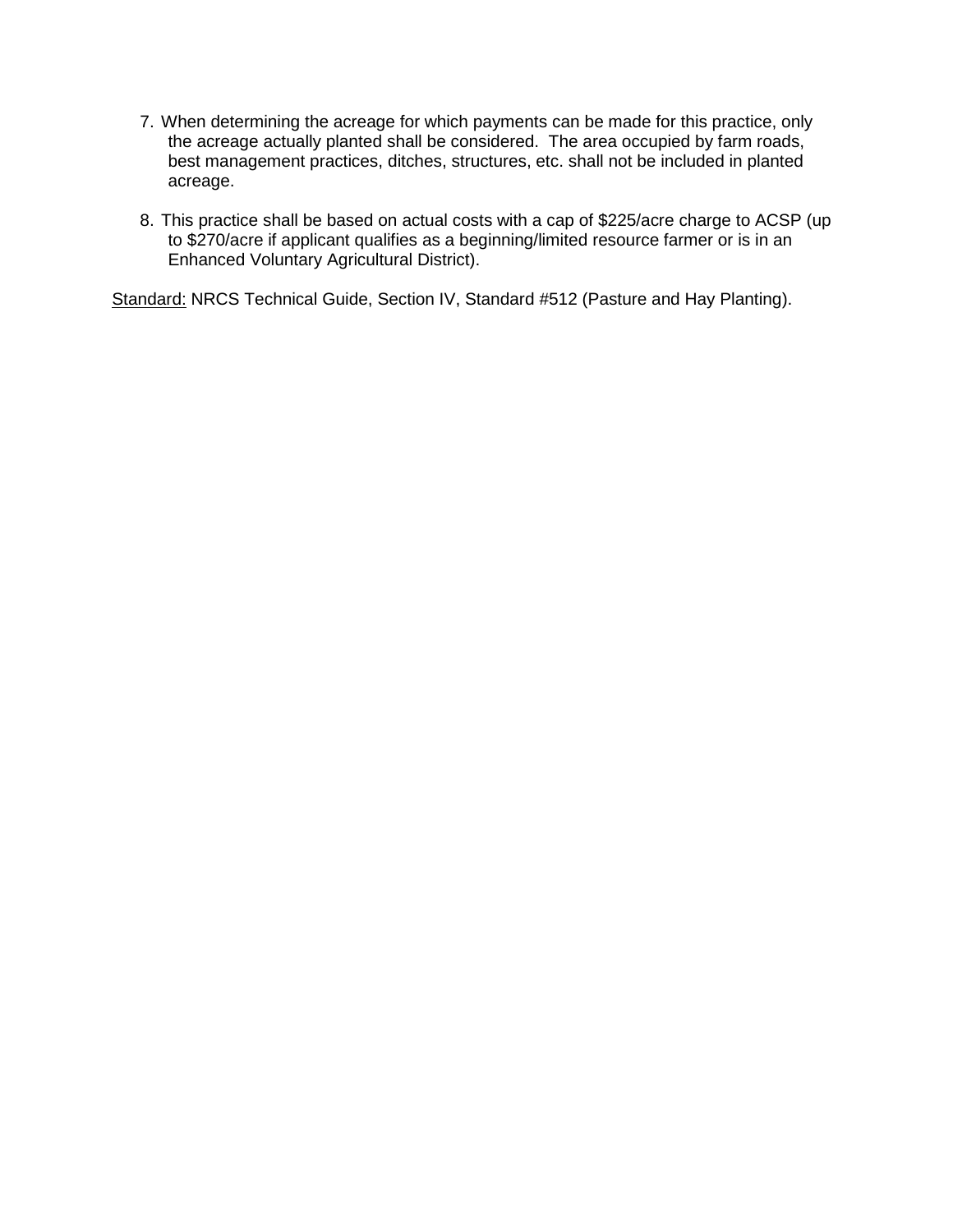7. When determining the acreage for which payments can be made for this practice, only the acreage actually planted shall be considered. The area occupied by farm roads, best management practices, ditches, structures, etc. shall not be included in planted acreage.

8. This practice shall be based on actual costs with a cap of $225/acre charge to ACSP (up to $270/acre if applicant qualifies as a beginning/limited resource farmer or is in an Enhanced Voluntary Agricultural District).

<u>Standard:</u> NRCS Technical Guide, Section IV, Standard #512 (Pasture and Hay Planting).